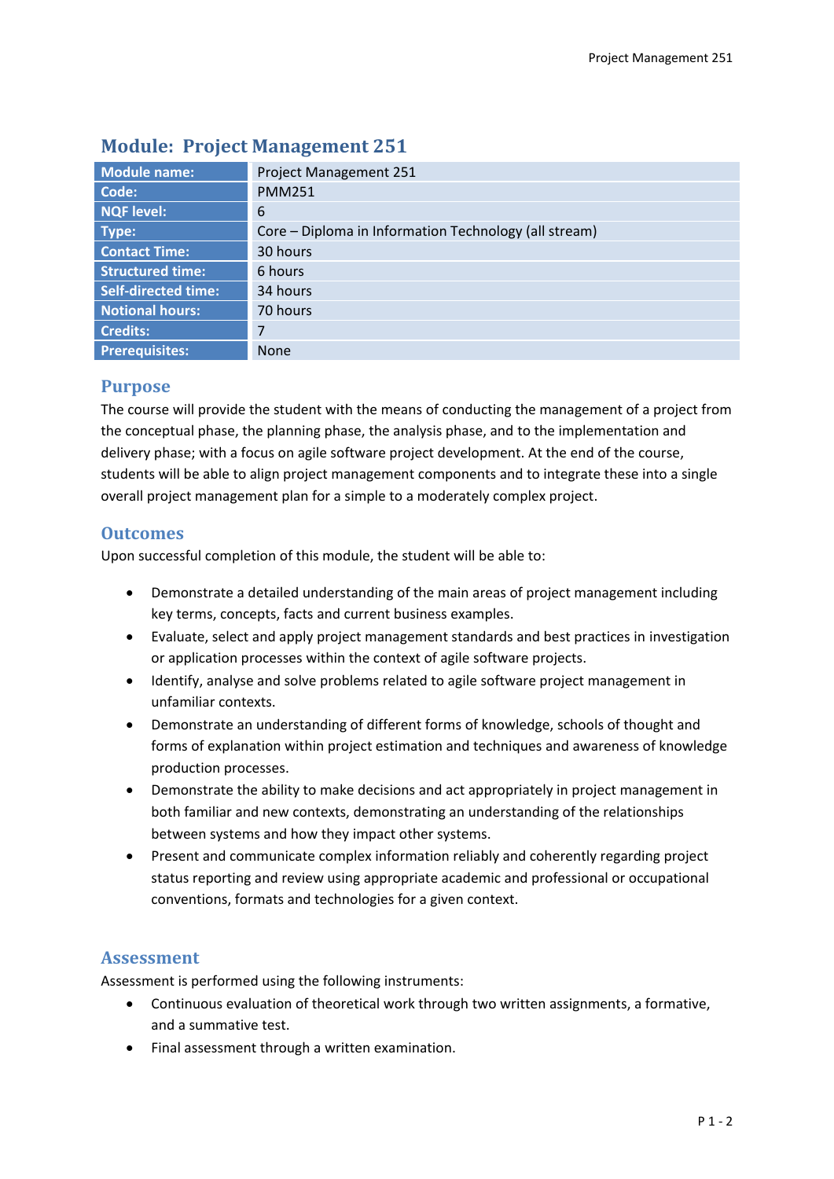# Module: Project Management 251

| Module name: | Project Management 251 |
|---|---|
| Code: | PMM251 |
| NQF level: | 6 |
| Type: | Core – Diploma in Information Technology (all stream) |
| Contact Time: | 30 hours |
| Structured time: | 6 hours |
| Self-directed time: | 34 hours |
| Notional hours: | 70 hours |
| Credits: | 7 |
| Prerequisites: | None |

## Purpose

The course will provide the student with the means of conducting the management of a project from the conceptual phase, the planning phase, the analysis phase, and to the implementation and delivery phase; with a focus on agile software project development. At the end of the course, students will be able to align project management components and to integrate these into a single overall project management plan for a simple to a moderately complex project.

## Outcomes

Upon successful completion of this module, the student will be able to:

- Demonstrate a detailed understanding of the main areas of project management including key terms, concepts, facts and current business examples.
- Evaluate, select and apply project management standards and best practices in investigation or application processes within the context of agile software projects.
- Identify, analyse and solve problems related to agile software project management in unfamiliar contexts.
- Demonstrate an understanding of different forms of knowledge, schools of thought and forms of explanation within project estimation and techniques and awareness of knowledge production processes.
- Demonstrate the ability to make decisions and act appropriately in project management in both familiar and new contexts, demonstrating an understanding of the relationships between systems and how they impact other systems.
- Present and communicate complex information reliably and coherently regarding project status reporting and review using appropriate academic and professional or occupational conventions, formats and technologies for a given context.

## Assessment

Assessment is performed using the following instruments:

- Continuous evaluation of theoretical work through two written assignments, a formative, and a summative test.
- Final assessment through a written examination.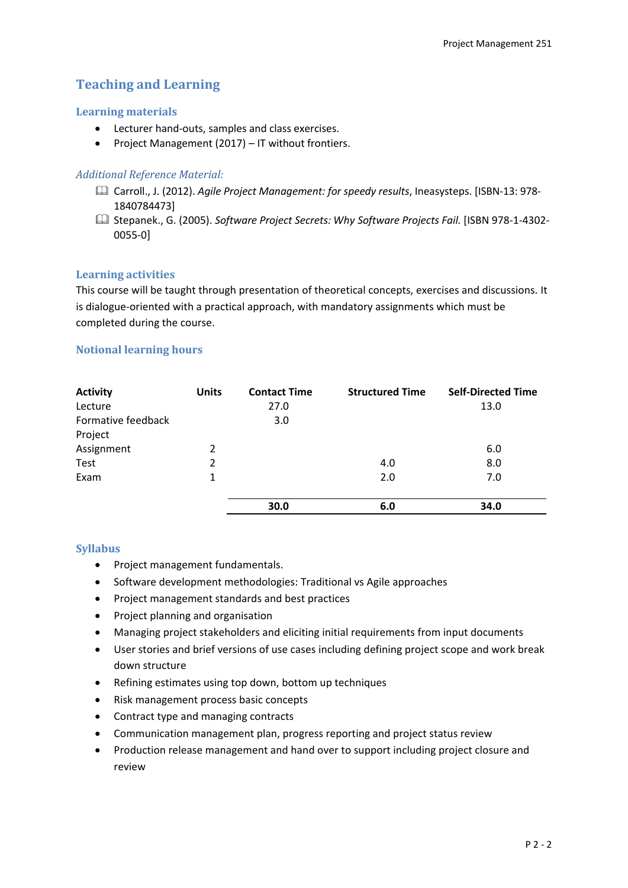## Teaching and Learning

### Learning materials

- Lecturer hand-outs, samples and class exercises.
- Project Management (2017) – IT without frontiers.

### *Additional Reference Material:*

- Carroll., J. (2012). *Agile Project Management: for speedy results*, Ineasysteps. [ISBN-13: 978-1840784473]
- Stepanek., G. (2005). *Software Project Secrets: Why Software Projects Fail.* [ISBN 978-1-4302-0055-0]

### Learning activities

This course will be taught through presentation of theoretical concepts, exercises and discussions. It is dialogue-oriented with a practical approach, with mandatory assignments which must be completed during the course.

### Notional learning hours

| Activity | Units | Contact Time | Structured Time | Self-Directed Time |
|---|---|---|---|---|
| Lecture | | 27.0 | | 13.0 |
| Formative feedback | | 3.0 | | |
| Project | | | | |
| Assignment | 2 | | | 6.0 |
| Test | 2 | | 4.0 | 8.0 |
| Exam | 1 | | 2.0 | 7.0 |
| | | **30.0** | **6.0** | **34.0** |

### Syllabus

- Project management fundamentals.
- Software development methodologies: Traditional vs Agile approaches
- Project management standards and best practices
- Project planning and organisation
- Managing project stakeholders and eliciting initial requirements from input documents
- User stories and brief versions of use cases including defining project scope and work break down structure
- Refining estimates using top down, bottom up techniques
- Risk management process basic concepts
- Contract type and managing contracts
- Communication management plan, progress reporting and project status review
- Production release management and hand over to support including project closure and review